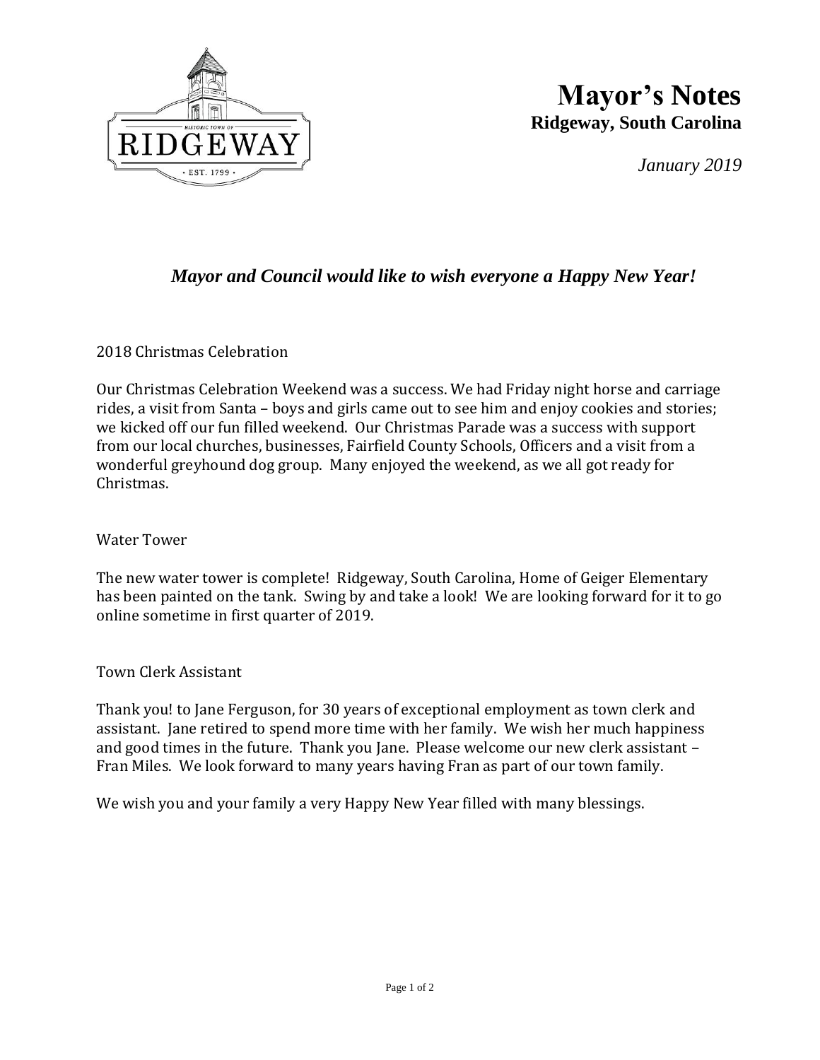# Mayor's Notes

**Ridgeway, South Carolina**

*January 2019*

***Mayor and Council would like to wish everyone a Happy New Year!***

2018 Christmas Celebration

Our Christmas Celebration Weekend was a success. We had Friday night horse and carriage rides, a visit from Santa – boys and girls came out to see him and enjoy cookies and stories; we kicked off our fun filled weekend. Our Christmas Parade was a success with support from our local churches, businesses, Fairfield County Schools, Officers and a visit from a wonderful greyhound dog group. Many enjoyed the weekend, as we all got ready for Christmas.

Water Tower

The new water tower is complete! Ridgeway, South Carolina, Home of Geiger Elementary has been painted on the tank. Swing by and take a look! We are looking forward for it to go online sometime in first quarter of 2019.

Town Clerk Assistant

Thank you! to Jane Ferguson, for 30 years of exceptional employment as town clerk and assistant. Jane retired to spend more time with her family. We wish her much happiness and good times in the future. Thank you Jane. Please welcome our new clerk assistant – Fran Miles. We look forward to many years having Fran as part of our town family.

We wish you and your family a very Happy New Year filled with many blessings.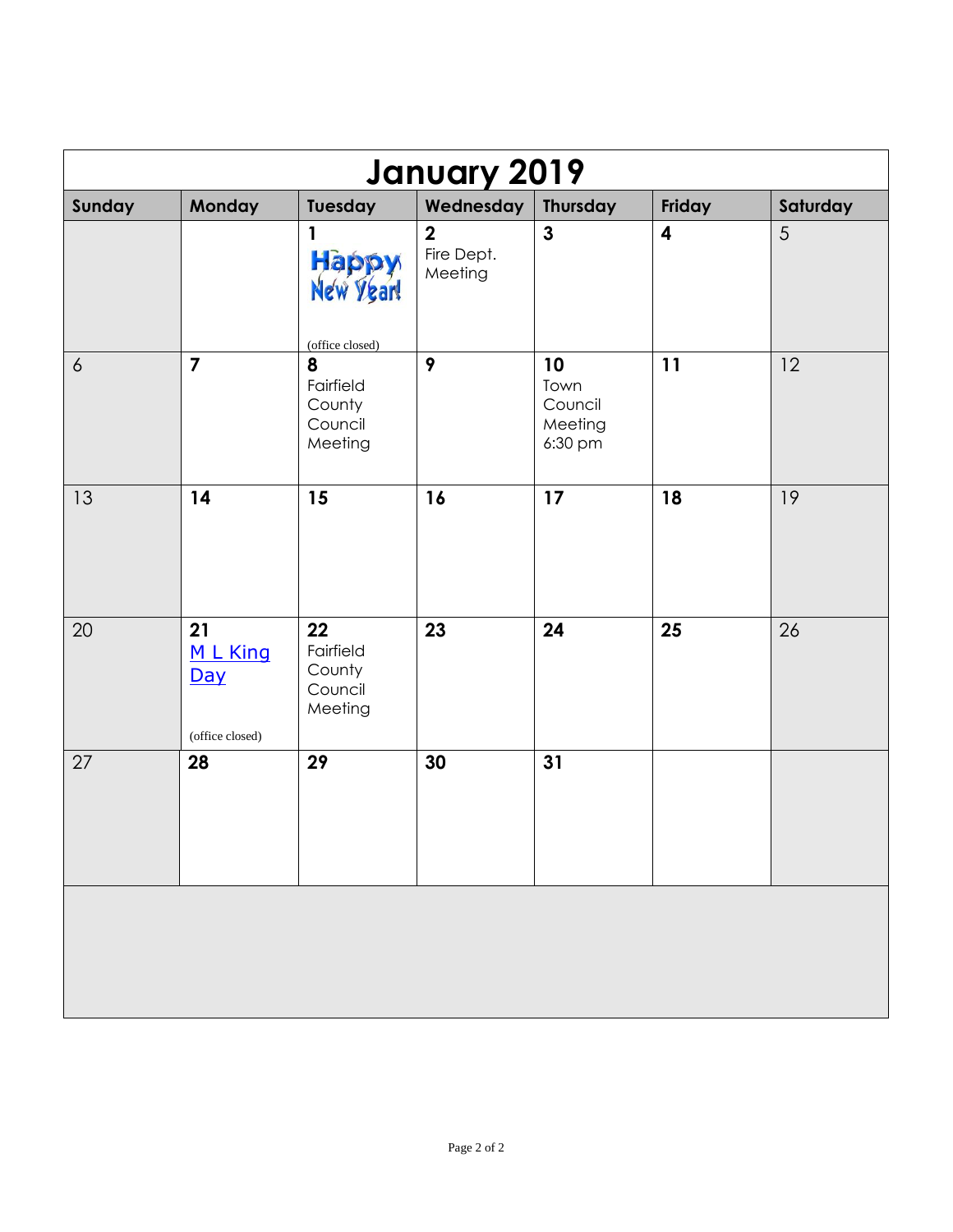# January 2019

| Sunday | Monday | Tuesday | Wednesday | Thursday | Friday | Saturday |
|---|---|---|---|---|---|---|
| | | 1 Happy New Year! (office closed) | 2 Fire Dept. Meeting | 3 | 4 | 5 |
| 6 | 7 | 8 Fairfield County Council Meeting | 9 | 10 Town Council Meeting 6:30 pm | 11 | 12 |
| 13 | 14 | 15 | 16 | 17 | 18 | 19 |
| 20 | 21 M L King Day (office closed) | 22 Fairfield County Council Meeting | 23 | 24 | 25 | 26 |
| 27 | 28 | 29 | 30 | 31 | | |